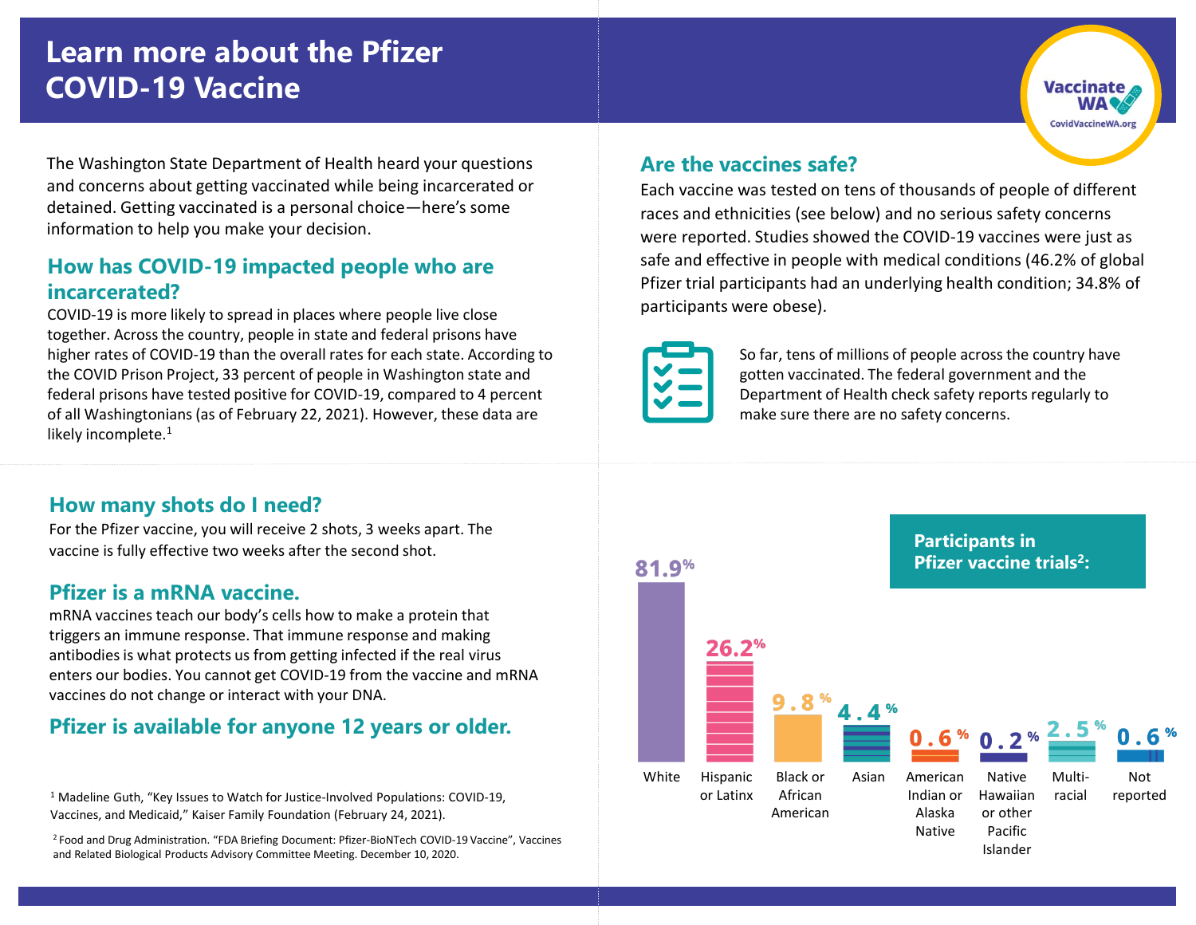# Learn more about the Pfizer COVID-19 Vaccine

Vaccinate WA
CovidVaccineWA.org

The Washington State Department of Health heard your questions and concerns about getting vaccinated while being incarcerated or detained. Getting vaccinated is a personal choice—here's some information to help you make your decision.

## How has COVID-19 impacted people who are incarcerated?

COVID-19 is more likely to spread in places where people live close together. Across the country, people in state and federal prisons have higher rates of COVID-19 than the overall rates for each state. According to the COVID Prison Project, 33 percent of people in Washington state and federal prisons have tested positive for COVID-19, compared to 4 percent of all Washingtonians (as of February 22, 2021). However, these data are likely incomplete.[1]

## How many shots do I need?

For the Pfizer vaccine, you will receive 2 shots, 3 weeks apart. The vaccine is fully effective two weeks after the second shot.

## Pfizer is a mRNA vaccine.

mRNA vaccines teach our body's cells how to make a protein that triggers an immune response. That immune response and making antibodies is what protects us from getting infected if the real virus enters our bodies. You cannot get COVID-19 from the vaccine and mRNA vaccines do not change or interact with your DNA.

## Pfizer is available for anyone 12 years or older.

## Are the vaccines safe?

Each vaccine was tested on tens of thousands of people of different races and ethnicities (see below) and no serious safety concerns were reported. Studies showed the COVID-19 vaccines were just as safe and effective in people with medical conditions (46.2% of global Pfizer trial participants had an underlying health condition; 34.8% of participants were obese).

So far, tens of millions of people across the country have gotten vaccinated. The federal government and the Department of Health check safety reports regularly to make sure there are no safety concerns.

**Participants in Pfizer vaccine trials[2]:**

| Group | Percent |
| --- | --- |
| White | 81.9% |
| Hispanic or Latinx | 26.2% |
| Black or African American | 9.8% |
| Asian | 4.4% |
| American Indian or Alaska Native | 0.6% |
| Native Hawaiian or other Pacific Islander | 0.2% |
| Multi-racial | 2.5% |
| Not reported | 0.6% |

[1] Madeline Guth, "Key Issues to Watch for Justice-Involved Populations: COVID-19, Vaccines, and Medicaid," Kaiser Family Foundation (February 24, 2021).

[2] Food and Drug Administration. "FDA Briefing Document: Pfizer-BioNTech COVID-19 Vaccine", Vaccines and Related Biological Products Advisory Committee Meeting. December 10, 2020.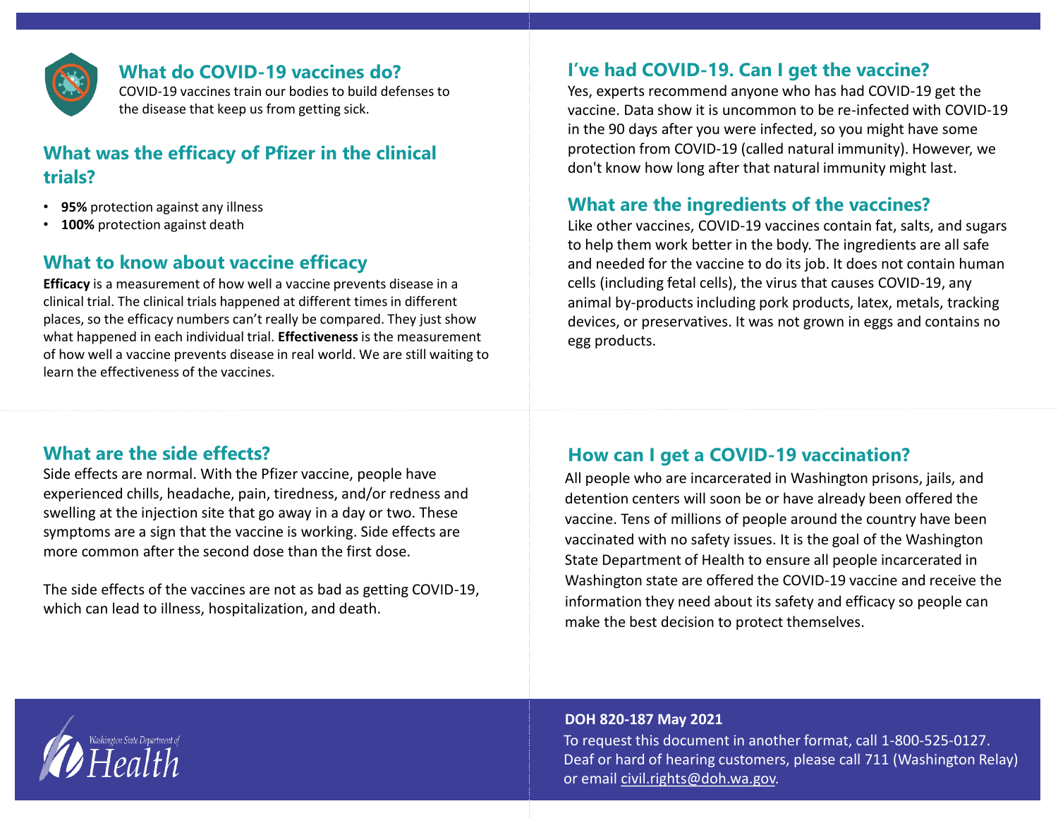## What do COVID-19 vaccines do?

COVID-19 vaccines train our bodies to build defenses to the disease that keep us from getting sick.

## What was the efficacy of Pfizer in the clinical trials?

- **95%** protection against any illness
- **100%** protection against death

## What to know about vaccine efficacy

**Efficacy** is a measurement of how well a vaccine prevents disease in a clinical trial. The clinical trials happened at different times in different places, so the efficacy numbers can't really be compared. They just show what happened in each individual trial. **Effectiveness** is the measurement of how well a vaccine prevents disease in real world. We are still waiting to learn the effectiveness of the vaccines.

## I've had COVID-19. Can I get the vaccine?

Yes, experts recommend anyone who has had COVID-19 get the vaccine. Data show it is uncommon to be re-infected with COVID-19 in the 90 days after you were infected, so you might have some protection from COVID-19 (called natural immunity). However, we don't know how long after that natural immunity might last.

## What are the ingredients of the vaccines?

Like other vaccines, COVID-19 vaccines contain fat, salts, and sugars to help them work better in the body. The ingredients are all safe and needed for the vaccine to do its job. It does not contain human cells (including fetal cells), the virus that causes COVID-19, any animal by-products including pork products, latex, metals, tracking devices, or preservatives. It was not grown in eggs and contains no egg products.

## What are the side effects?

Side effects are normal. With the Pfizer vaccine, people have experienced chills, headache, pain, tiredness, and/or redness and swelling at the injection site that go away in a day or two. These symptoms are a sign that the vaccine is working. Side effects are more common after the second dose than the first dose.

The side effects of the vaccines are not as bad as getting COVID-19, which can lead to illness, hospitalization, and death.

## How can I get a COVID-19 vaccination?

All people who are incarcerated in Washington prisons, jails, and detention centers will soon be or have already been offered the vaccine. Tens of millions of people around the country have been vaccinated with no safety issues. It is the goal of the Washington State Department of Health to ensure all people incarcerated in Washington state are offered the COVID-19 vaccine and receive the information they need about its safety and efficacy so people can make the best decision to protect themselves.

Washington State Department of Health

**DOH 820-187 May 2021**

To request this document in another format, call 1-800-525-0127. Deaf or hard of hearing customers, please call 711 (Washington Relay) or email civil.rights@doh.wa.gov.